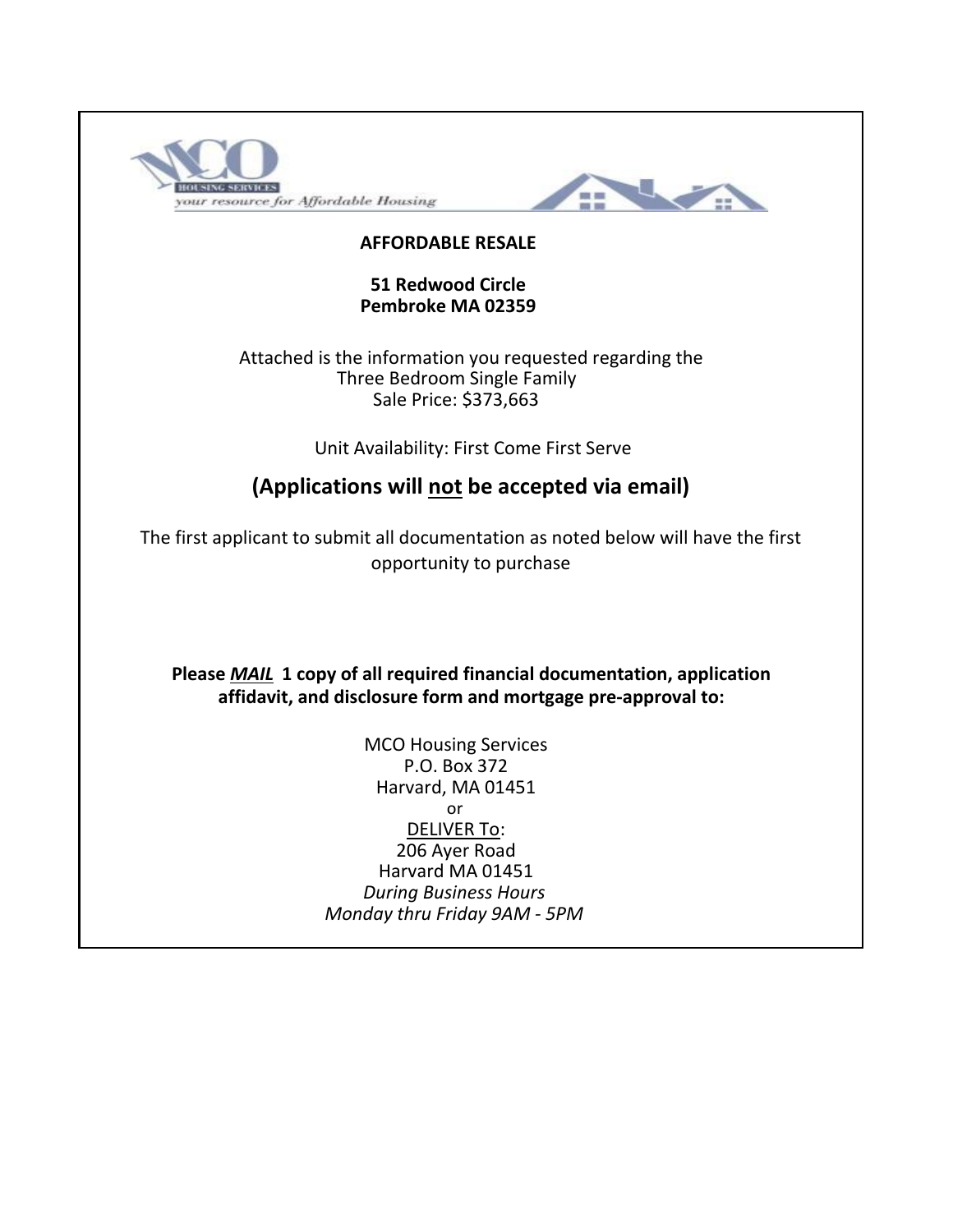MCO HOUSING SERVICES

*your resource for Affordable Housing*

# AFFORDABLE RESALE

**51 Redwood Circle**
**Pembroke MA 02359**

Attached is the information you requested regarding the
Three Bedroom Single Family
Sale Price: $373,663

Unit Availability: First Come First Serve

## (Applications will <u>not</u> be accepted via email)

The first applicant to submit all documentation as noted below will have the first opportunity to purchase

**Please *<u>MAIL</u>* 1 copy of all required financial documentation, application affidavit, and disclosure form and mortgage pre-approval to:**

MCO Housing Services
P.O. Box 372
Harvard, MA 01451
or
<u>DELIVER To</u>:
206 Ayer Road
Harvard MA 01451
*During Business Hours*
*Monday thru Friday 9AM - 5PM*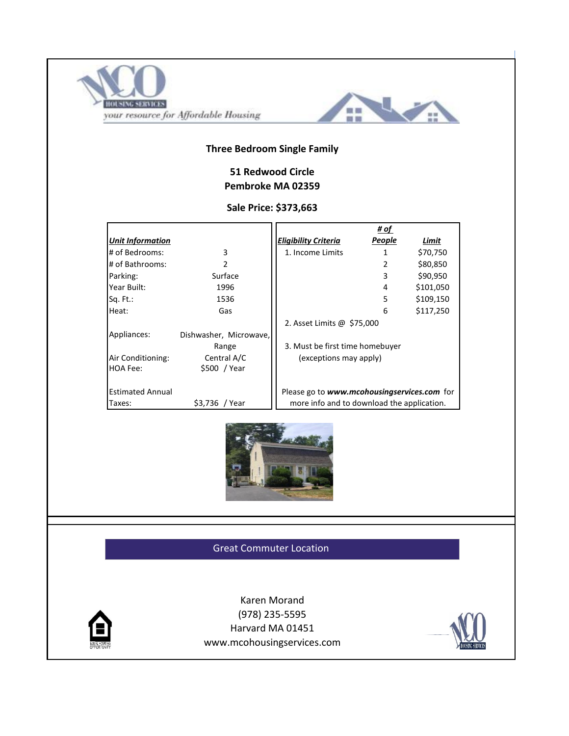MCO HOUSING SERVICES

*your resource for Affordable Housing*

## Three Bedroom Single Family

**51 Redwood Circle**
**Pembroke MA 02359**

**Sale Price: $373,663**

| ***Unit Information*** | |
|---|---|
| # of Bedrooms: | 3 |
| # of Bathrooms: | 2 |
| Parking: | Surface |
| Year Built: | 1996 |
| Sq. Ft.: | 1536 |
| Heat: | Gas |
| Appliances: | Dishwasher, Microwave, Range |
| Air Conditioning: | Central A/C |
| HOA Fee: | $500 / Year |
| Estimated Annual Taxes: | $3,736 / Year |

| ***Eligibility Criteria*** | ***# of People*** | ***Limit*** |
|---|---|---|
| 1. Income Limits | 1 | $70,750 |
| | 2 | $80,850 |
| | 3 | $90,950 |
| | 4 | $101,050 |
| | 5 | $109,150 |
| | 6 | $117,250 |

2. Asset Limits @ $75,000

3. Must be first time homebuyer (exceptions may apply)

Please go to ***www.mcohousingservices.com*** for more info and to download the application.

**Great Commuter Location**

Karen Morand
(978) 235-5595
Harvard MA 01451
www.mcohousingservices.com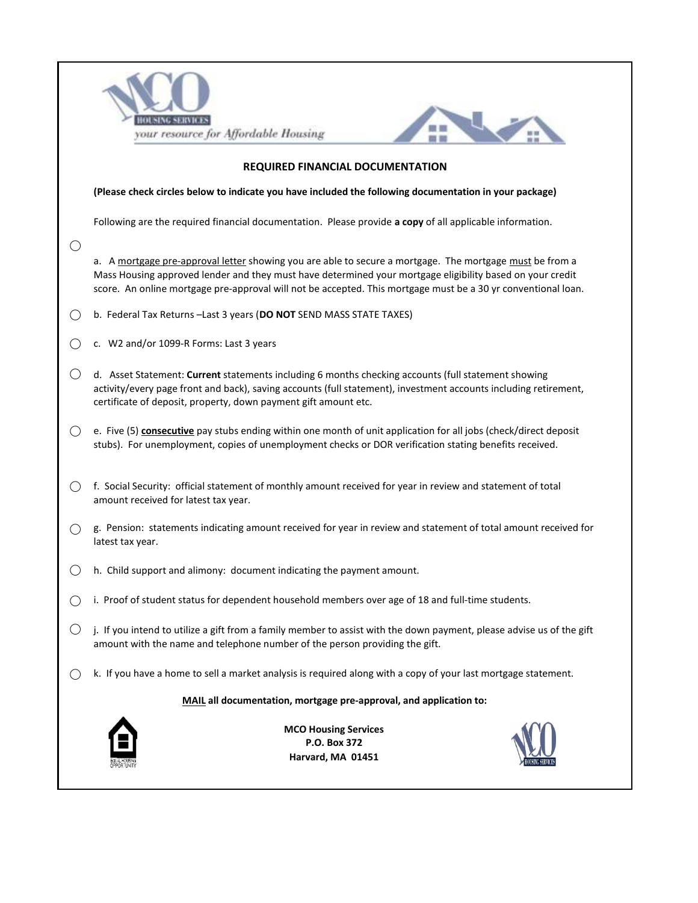MCO HOUSING SERVICES

*your resource for Affordable Housing*

## REQUIRED FINANCIAL DOCUMENTATION

**(Please check circles below to indicate you have included the following documentation in your package)**

Following are the required financial documentation. Please provide **a copy** of all applicable information.

○ a. A mortgage pre-approval letter showing you are able to secure a mortgage. The mortgage must be from a Mass Housing approved lender and they must have determined your mortgage eligibility based on your credit score. An online mortgage pre-approval will not be accepted. This mortgage must be a 30 yr conventional loan.

○ b. Federal Tax Returns –Last 3 years (**DO NOT** SEND MASS STATE TAXES)

○ c. W2 and/or 1099-R Forms: Last 3 years

○ d. Asset Statement: **Current** statements including 6 months checking accounts (full statement showing activity/every page front and back), saving accounts (full statement), investment accounts including retirement, certificate of deposit, property, down payment gift amount etc.

○ e. Five (5) **consecutive** pay stubs ending within one month of unit application for all jobs (check/direct deposit stubs). For unemployment, copies of unemployment checks or DOR verification stating benefits received.

○ f. Social Security: official statement of monthly amount received for year in review and statement of total amount received for latest tax year.

○ g. Pension: statements indicating amount received for year in review and statement of total amount received for latest tax year.

○ h. Child support and alimony: document indicating the payment amount.

○ i. Proof of student status for dependent household members over age of 18 and full-time students.

○ j. If you intend to utilize a gift from a family member to assist with the down payment, please advise us of the gift amount with the name and telephone number of the person providing the gift.

○ k. If you have a home to sell a market analysis is required along with a copy of your last mortgage statement.

**MAIL all documentation, mortgage pre-approval, and application to:**

**MCO Housing Services**
**P.O. Box 372**
**Harvard, MA 01451**

EQUAL HOUSING OPPORTUNITY

MCO HOUSING SERVICES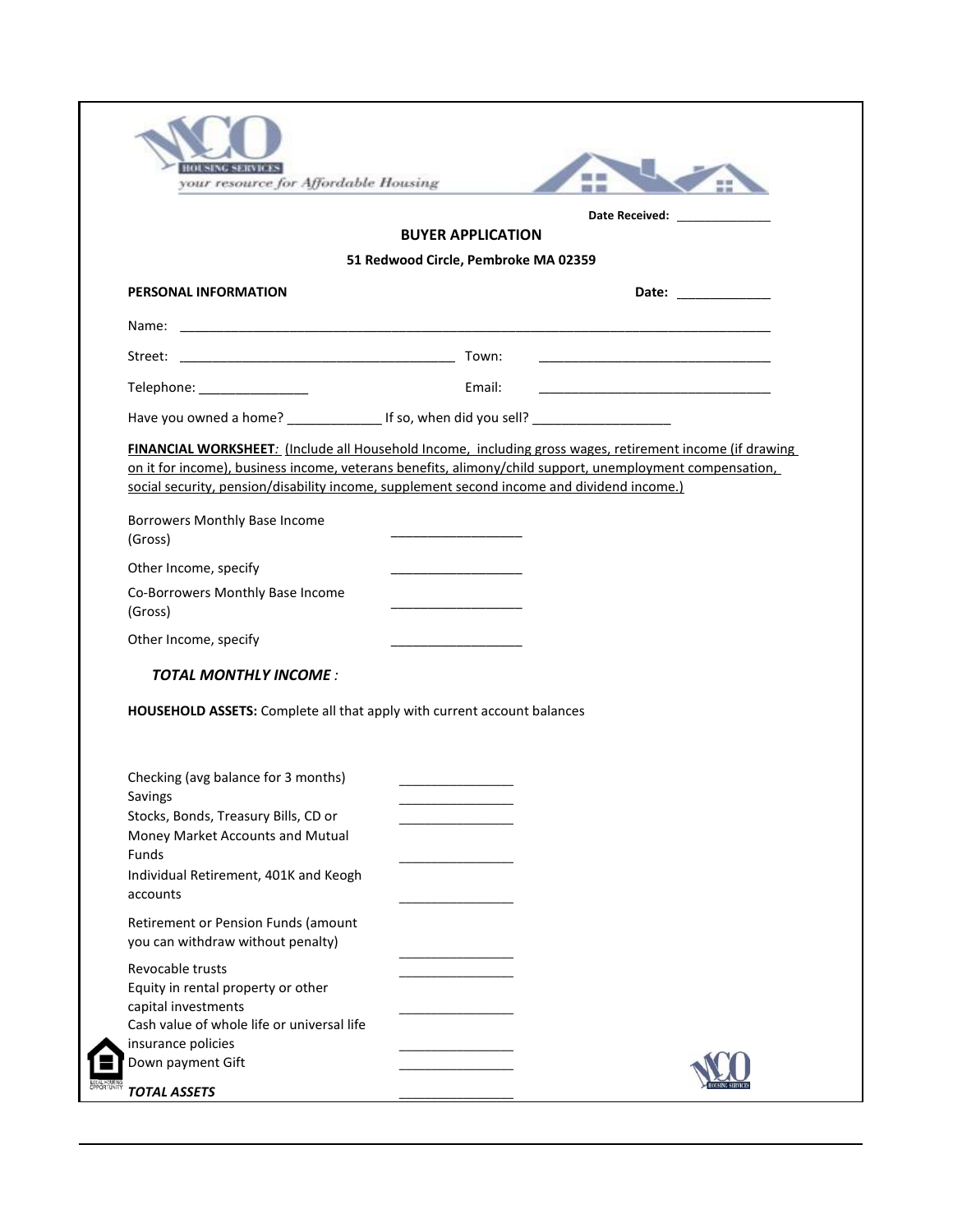MCO HOUSING SERVICES
*your resource for Affordable Housing*

**Date Received:** ______________

## BUYER APPLICATION

**51 Redwood Circle, Pembroke MA 02359**

**PERSONAL INFORMATION** **Date:** _____________

Name: ________________________________________________________________________________

Street: ______________________________________ Town: ________________________________

Telephone: _______________ Email: ________________________________

Have you owned a home? _____________ If so, when did you sell? ___________________

**FINANCIAL WORKSHEET**: (Include all Household Income, including gross wages, retirement income (if drawing on it for income), business income, veterans benefits, alimony/child support, unemployment compensation, social security, pension/disability income, supplement second income and dividend income.)

| | |
|---|---|
| Borrowers Monthly Base Income (Gross) | __________________ |
| Other Income, specify | __________________ |
| Co-Borrowers Monthly Base Income (Gross) | __________________ |
| Other Income, specify | __________________ |

***TOTAL MONTHLY INCOME :***

**HOUSEHOLD ASSETS:** Complete all that apply with current account balances

| | |
|---|---|
| Checking (avg balance for 3 months) | ________________ |
| Savings | ________________ |
| Stocks, Bonds, Treasury Bills, CD or Money Market Accounts and Mutual Funds | ________________ |
| Individual Retirement, 401K and Keogh accounts | ________________ |
| Retirement or Pension Funds (amount you can withdraw without penalty) | ________________ |
| Revocable trusts | ________________ |
| Equity in rental property or other capital investments | ________________ |
| Cash value of whole life or universal life insurance policies | ________________ |
| Down payment Gift | ________________ |
| ***TOTAL ASSETS*** | ________________ |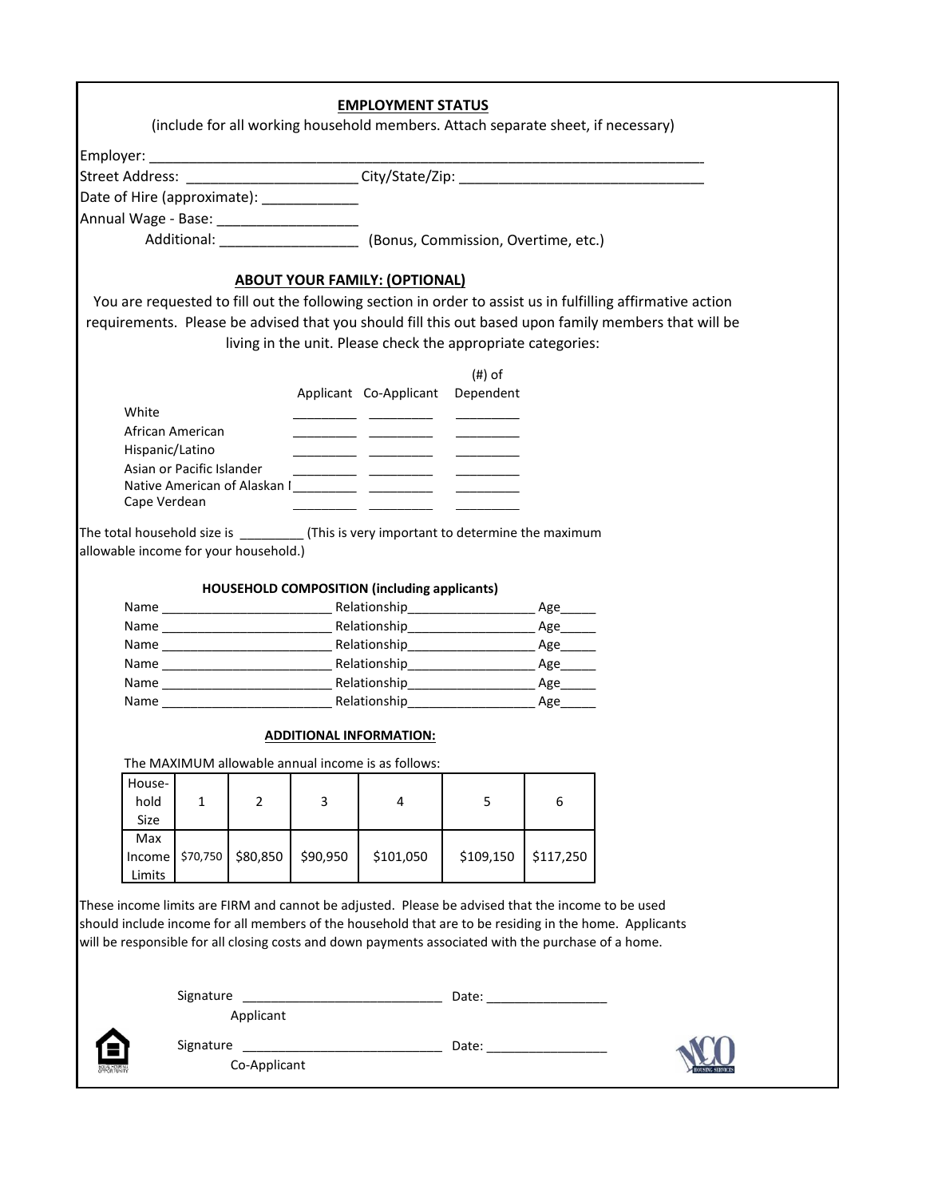## EMPLOYMENT STATUS

(include for all working household members. Attach separate sheet, if necessary)

Employer: ___________________________________________________________________________

Street Address: ______________________ City/State/Zip: _______________________________

Date of Hire (approximate): ____________

Annual Wage - Base: __________________

Additional: _________________ (Bonus, Commission, Overtime, etc.)

## ABOUT YOUR FAMILY: (OPTIONAL)

You are requested to fill out the following section in order to assist us in fulfilling affirmative action requirements. Please be advised that you should fill this out based upon family members that will be living in the unit. Please check the appropriate categories:

| | Applicant | Co-Applicant | (#) of Dependent |
|---|---|---|---|
| White | _________ | _________ | _________ |
| African American | _________ | _________ | _________ |
| Hispanic/Latino | _________ | _________ | _________ |
| Asian or Pacific Islander | _________ | _________ | _________ |
| Native American of Alaskan I | _________ | _________ | _________ |
| Cape Verdean | _________ | _________ | _________ |

The total household size is _________ (This is very important to determine the maximum allowable income for your household.)

### HOUSEHOLD COMPOSITION (including applicants)

Name ________________________ Relationship__________________ Age_____

Name ________________________ Relationship__________________ Age_____

Name ________________________ Relationship__________________ Age_____

Name ________________________ Relationship__________________ Age_____

Name ________________________ Relationship__________________ Age_____

Name ________________________ Relationship__________________ Age_____

### ADDITIONAL INFORMATION:

The MAXIMUM allowable annual income is as follows:

| Household Size | 1 | 2 | 3 | 4 | 5 | 6 |
|---|---|---|---|---|---|---|
| Max Income Limits | $70,750 | $80,850 | $90,950 | $101,050 | $109,150 | $117,250 |

These income limits are FIRM and cannot be adjusted. Please be advised that the income to be used should include income for all members of the household that are to be residing in the home. Applicants will be responsible for all closing costs and down payments associated with the purchase of a home.

Signature ___________________________ Date: _________________
Applicant

Signature ___________________________ Date: _________________
Co-Applicant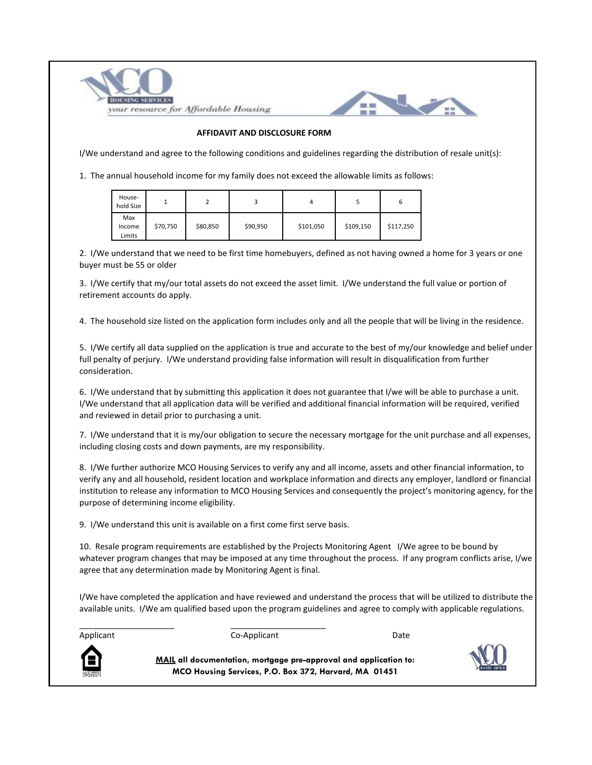HOUSING SERVICES
*your resource for Affordable Housing*

## AFFIDAVIT AND DISCLOSURE FORM

I/We understand and agree to the following conditions and guidelines regarding the distribution of resale unit(s):

1. The annual household income for my family does not exceed the allowable limits as follows:

| House-hold Size | 1 | 2 | 3 | 4 | 5 | 6 |
|---|---|---|---|---|---|---|
| Max Income Limits | $70,750 | $80,850 | $90,950 | $101,050 | $109,150 | $117,250 |

2. I/We understand that we need to be first time homebuyers, defined as not having owned a home for 3 years or one buyer must be 55 or older

3. I/We certify that my/our total assets do not exceed the asset limit. I/We understand the full value or portion of retirement accounts do apply.

4. The household size listed on the application form includes only and all the people that will be living in the residence.

5. I/We certify all data supplied on the application is true and accurate to the best of my/our knowledge and belief under full penalty of perjury. I/We understand providing false information will result in disqualification from further consideration.

6. I/We understand that by submitting this application it does not guarantee that I/we will be able to purchase a unit. I/We understand that all application data will be verified and additional financial information will be required, verified and reviewed in detail prior to purchasing a unit.

7. I/We understand that it is my/our obligation to secure the necessary mortgage for the unit purchase and all expenses, including closing costs and down payments, are my responsibility.

8. I/We further authorize MCO Housing Services to verify any and all income, assets and other financial information, to verify any and all household, resident location and workplace information and directs any employer, landlord or financial institution to release any information to MCO Housing Services and consequently the project's monitoring agency, for the purpose of determining income eligibility.

9. I/We understand this unit is available on a first come first serve basis.

10. Resale program requirements are established by the Projects Monitoring Agent I/We agree to be bound by whatever program changes that may be imposed at any time throughout the process. If any program conflicts arise, I/we agree that any determination made by Monitoring Agent is final.

I/We have completed the application and have reviewed and understand the process that will be utilized to distribute the available units. I/We am qualified based upon the program guidelines and agree to comply with applicable regulations.

_____________________ _____________________

Applicant Co-Applicant Date

**<u>MAIL</u> all documentation, mortgage pre-approval and application to:**
**MCO Housing Services, P.O. Box 372, Harvard, MA 01451**